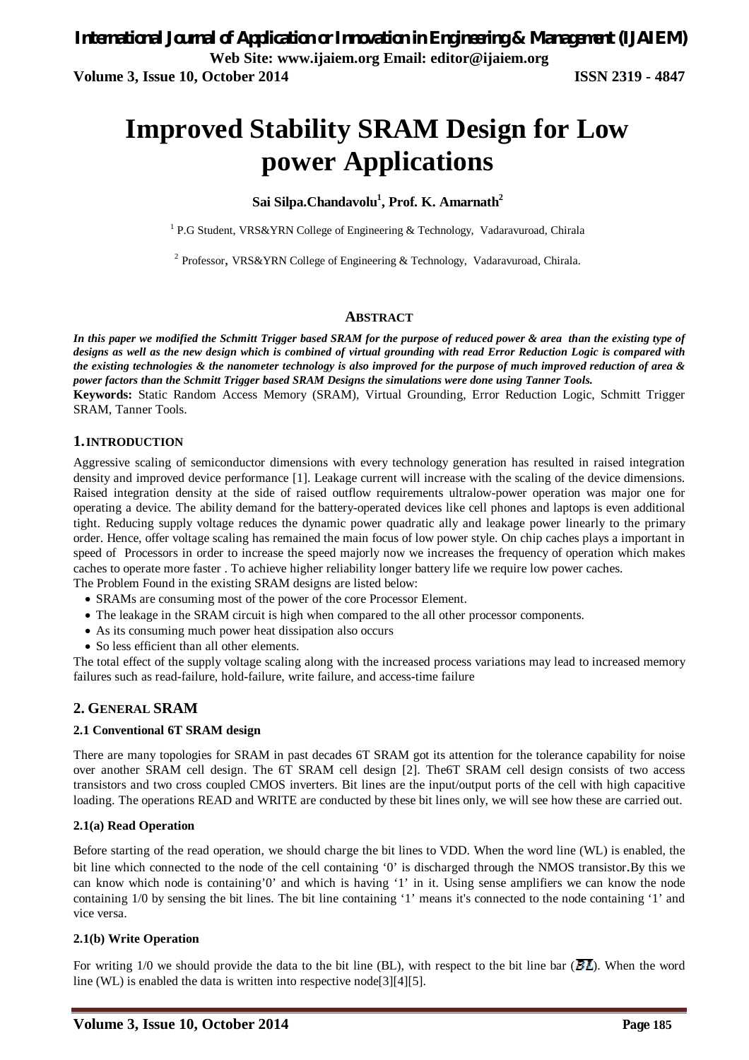# Improved Stability SRAM Design for Low power Applications

**Sai Silpa.Chandavolu[1], Prof. K. Amarnath[2]**

[1] P.G Student, VRS&YRN College of Engineering & Technology, Vadaravuroad, Chirala

[2] Professor, VRS&YRN College of Engineering & Technology, Vadaravuroad, Chirala.

## ABSTRACT

***In this paper we modified the Schmitt Trigger based SRAM for the purpose of reduced power & area than the existing type of designs as well as the new design which is combined of virtual grounding with read Error Reduction Logic is compared with the existing technologies & the nanometer technology is also improved for the purpose of much improved reduction of area & power factors than the Schmitt Trigger based SRAM Designs the simulations were done using Tanner Tools.***

**Keywords:** Static Random Access Memory (SRAM), Virtual Grounding, Error Reduction Logic, Schmitt Trigger SRAM, Tanner Tools.

## 1. INTRODUCTION

Aggressive scaling of semiconductor dimensions with every technology generation has resulted in raised integration density and improved device performance [1]. Leakage current will increase with the scaling of the device dimensions. Raised integration density at the side of raised outflow requirements ultralow-power operation was major one for operating a device. The ability demand for the battery-operated devices like cell phones and laptops is even additional tight. Reducing supply voltage reduces the dynamic power quadratic ally and leakage power linearly to the primary order. Hence, offer voltage scaling has remained the main focus of low power style. On chip caches plays a important in speed of Processors in order to increase the speed majorly now we increases the frequency of operation which makes caches to operate more faster . To achieve higher reliability longer battery life we require low power caches.

The Problem Found in the existing SRAM designs are listed below:

- SRAMs are consuming most of the power of the core Processor Element.
- The leakage in the SRAM circuit is high when compared to the all other processor components.
- As its consuming much power heat dissipation also occurs
- So less efficient than all other elements.

The total effect of the supply voltage scaling along with the increased process variations may lead to increased memory failures such as read-failure, hold-failure, write failure, and access-time failure

## 2. GENERAL SRAM

### 2.1 Conventional 6T SRAM design

There are many topologies for SRAM in past decades 6T SRAM got its attention for the tolerance capability for noise over another SRAM cell design. The 6T SRAM cell design [2]. The6T SRAM cell design consists of two access transistors and two cross coupled CMOS inverters. Bit lines are the input/output ports of the cell with high capacitive loading. The operations READ and WRITE are conducted by these bit lines only, we will see how these are carried out.

#### 2.1(a) Read Operation

Before starting of the read operation, we should charge the bit lines to VDD. When the word line (WL) is enabled, the bit line which connected to the node of the cell containing '0' is discharged through the NMOS transistor.By this we can know which node is containing'0' and which is having '1' in it. Using sense amplifiers we can know the node containing 1/0 by sensing the bit lines. The bit line containing '1' means it's connected to the node containing '1' and vice versa.

#### 2.1(b) Write Operation

For writing 1/0 we should provide the data to the bit line (BL), with respect to the bit line bar ($\overline{BL}$). When the word line (WL) is enabled the data is written into respective node[3][4][5].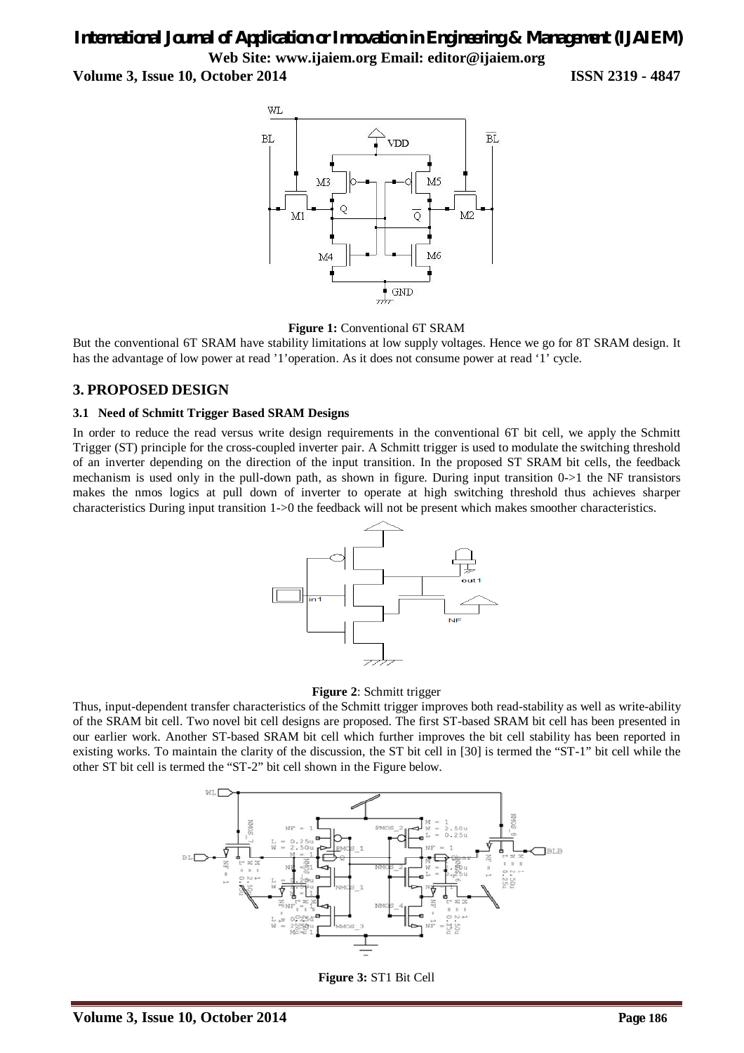**Figure 1:** Conventional 6T SRAM

But the conventional 6T SRAM have stability limitations at low supply voltages. Hence we go for 8T SRAM design. It has the advantage of low power at read '1'operation. As it does not consume power at read '1' cycle.

## 3. PROPOSED DESIGN

### 3.1 Need of Schmitt Trigger Based SRAM Designs

In order to reduce the read versus write design requirements in the conventional 6T bit cell, we apply the Schmitt Trigger (ST) principle for the cross-coupled inverter pair. A Schmitt trigger is used to modulate the switching threshold of an inverter depending on the direction of the input transition. In the proposed ST SRAM bit cells, the feedback mechanism is used only in the pull-down path, as shown in figure. During input transition 0->1 the NF transistors makes the nmos logics at pull down of inverter to operate at high switching threshold thus achieves sharper characteristics During input transition 1->0 the feedback will not be present which makes smoother characteristics.

**Figure 2**: Schmitt trigger

Thus, input-dependent transfer characteristics of the Schmitt trigger improves both read-stability as well as write-ability of the SRAM bit cell. Two novel bit cell designs are proposed. The first ST-based SRAM bit cell has been presented in our earlier work. Another ST-based SRAM bit cell which further improves the bit cell stability has been reported in existing works. To maintain the clarity of the discussion, the ST bit cell in [30] is termed the "ST-1" bit cell while the other ST bit cell is termed the "ST-2" bit cell shown in the Figure below.

**Figure 3:** ST1 Bit Cell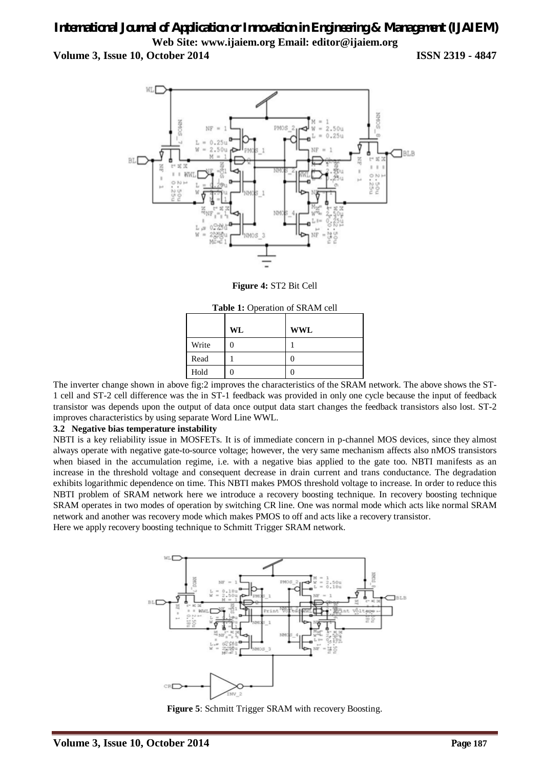**Figure 4:** ST2 Bit Cell

**Table 1:** Operation of SRAM cell

| | WL | WWL |
|---|---|---|
| Write | 0 | 1 |
| Read | 1 | 0 |
| Hold | 0 | 0 |

The inverter change shown in above fig:2 improves the characteristics of the SRAM network. The above shows the ST-1 cell and ST-2 cell difference was the in ST-1 feedback was provided in only one cycle because the input of feedback transistor was depends upon the output of data once output data start changes the feedback transistors also lost. ST-2 improves characteristics by using separate Word Line WWL.

### 3.2 Negative bias temperature instability

NBTI is a key reliability issue in MOSFETs. It is of immediate concern in p-channel MOS devices, since they almost always operate with negative gate-to-source voltage; however, the very same mechanism affects also nMOS transistors when biased in the accumulation regime, i.e. with a negative bias applied to the gate too. NBTI manifests as an increase in the threshold voltage and consequent decrease in drain current and trans conductance. The degradation exhibits logarithmic dependence on time. This NBTI makes PMOS threshold voltage to increase. In order to reduce this NBTI problem of SRAM network here we introduce a recovery boosting technique. In recovery boosting technique SRAM operates in two modes of operation by switching CR line. One was normal mode which acts like normal SRAM network and another was recovery mode which makes PMOS to off and acts like a recovery transistor.

Here we apply recovery boosting technique to Schmitt Trigger SRAM network.

**Figure 5**: Schmitt Trigger SRAM with recovery Boosting.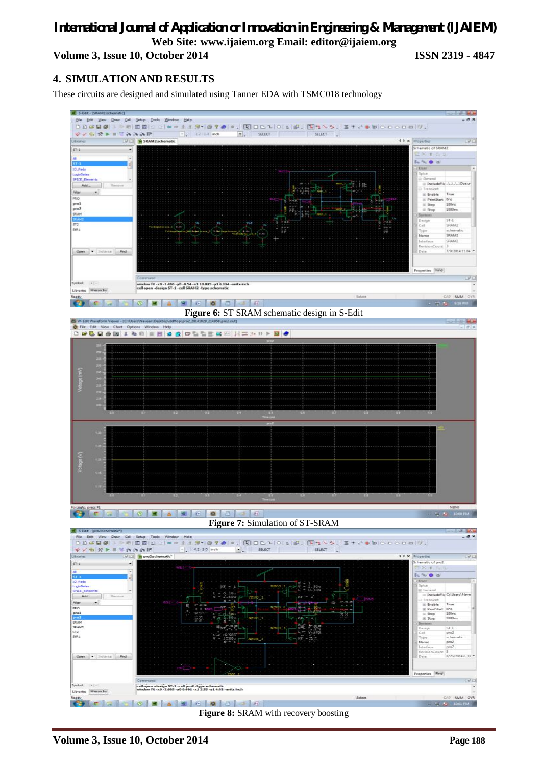## 4. SIMULATION AND RESULTS

These circuits are designed and simulated using Tanner EDA with TSMC018 technology

**Figure 6:** ST SRAM schematic design in S-Edit

**Figure 7:** Simulation of ST-SRAM

**Figure 8:** SRAM with recovery boosting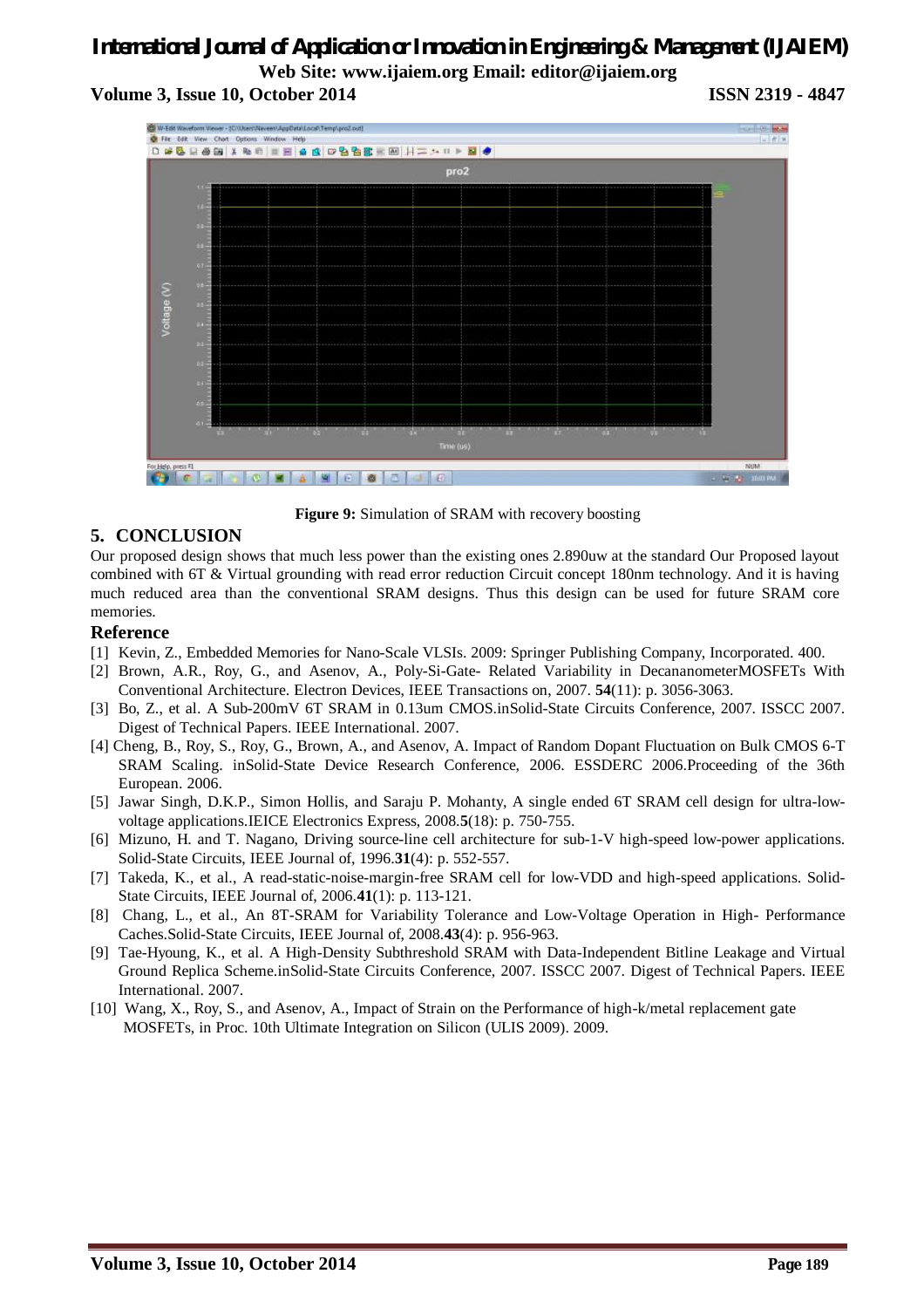Figure 9: Simulation of SRAM with recovery boosting

## 5. CONCLUSION

Our proposed design shows that much less power than the existing ones 2.890uw at the standard Our Proposed layout combined with 6T & Virtual grounding with read error reduction Circuit concept 180nm technology. And it is having much reduced area than the conventional SRAM designs. Thus this design can be used for future SRAM core memories.

## Reference

[1] Kevin, Z., Embedded Memories for Nano-Scale VLSIs. 2009: Springer Publishing Company, Incorporated. 400.

[2] Brown, A.R., Roy, G., and Asenov, A., Poly-Si-Gate- Related Variability in DecananometerMOSFETs With Conventional Architecture. Electron Devices, IEEE Transactions on, 2007. **54**(11): p. 3056-3063.

[3] Bo, Z., et al. A Sub-200mV 6T SRAM in 0.13um CMOS.inSolid-State Circuits Conference, 2007. ISSCC 2007. Digest of Technical Papers. IEEE International. 2007.

[4] Cheng, B., Roy, S., Roy, G., Brown, A., and Asenov, A. Impact of Random Dopant Fluctuation on Bulk CMOS 6-T SRAM Scaling. inSolid-State Device Research Conference, 2006. ESSDERC 2006.Proceeding of the 36th European. 2006.

[5] Jawar Singh, D.K.P., Simon Hollis, and Saraju P. Mohanty, A single ended 6T SRAM cell design for ultra-low-voltage applications.IEICE Electronics Express, 2008.**5**(18): p. 750-755.

[6] Mizuno, H. and T. Nagano, Driving source-line cell architecture for sub-1-V high-speed low-power applications. Solid-State Circuits, IEEE Journal of, 1996.**31**(4): p. 552-557.

[7] Takeda, K., et al., A read-static-noise-margin-free SRAM cell for low-VDD and high-speed applications. Solid-State Circuits, IEEE Journal of, 2006.**41**(1): p. 113-121.

[8] Chang, L., et al., An 8T-SRAM for Variability Tolerance and Low-Voltage Operation in High- Performance Caches.Solid-State Circuits, IEEE Journal of, 2008.**43**(4): p. 956-963.

[9] Tae-Hyoung, K., et al. A High-Density Subthreshold SRAM with Data-Independent Bitline Leakage and Virtual Ground Replica Scheme.inSolid-State Circuits Conference, 2007. ISSCC 2007. Digest of Technical Papers. IEEE International. 2007.

[10] Wang, X., Roy, S., and Asenov, A., Impact of Strain on the Performance of high-k/metal replacement gate MOSFETs, in Proc. 10th Ultimate Integration on Silicon (ULIS 2009). 2009.